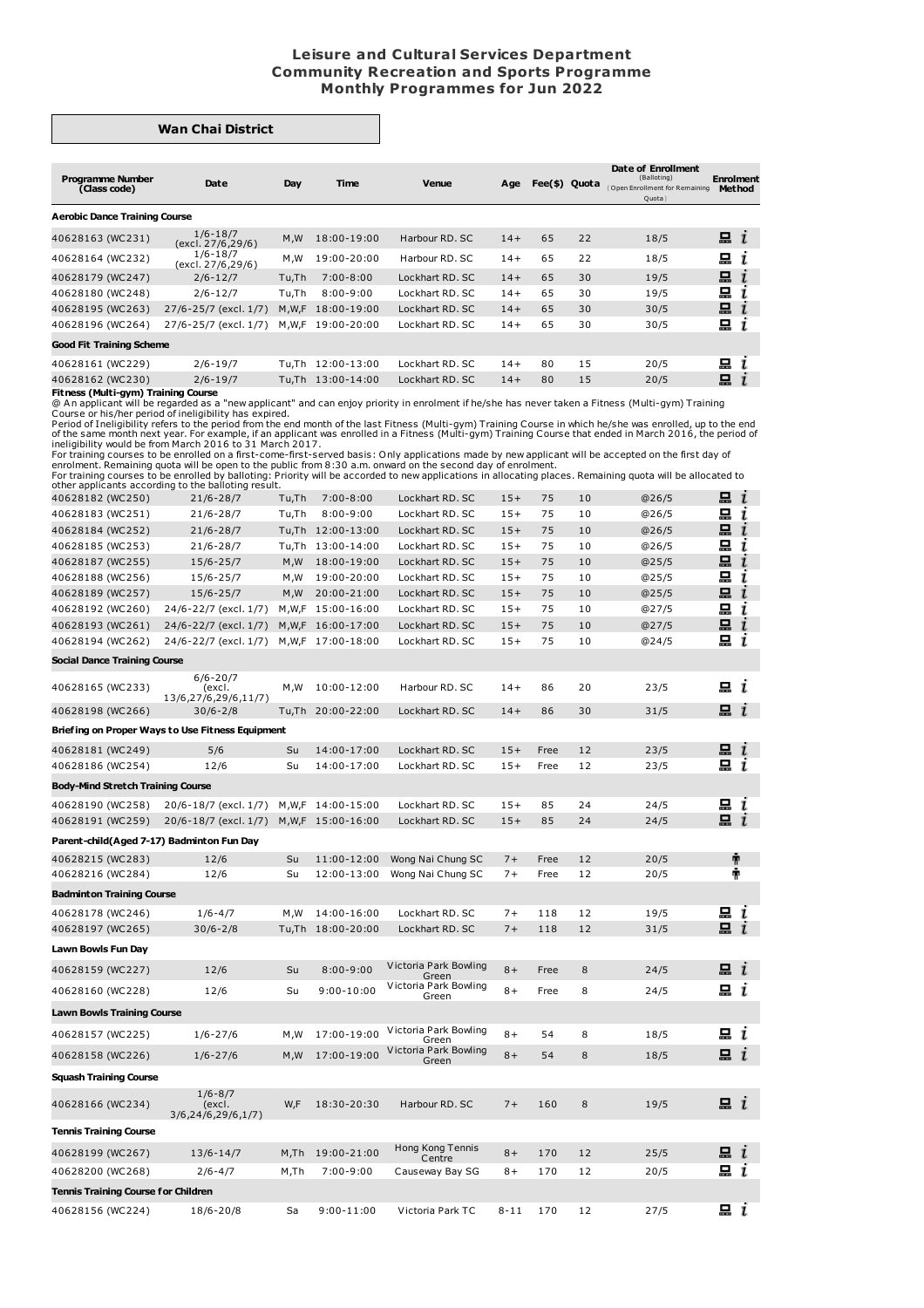# Leisure and Cultural Services Department
## Community Recreation and Sports Programme
## Monthly Programmes for Jun 2022

### Wan Chai District

| Programme Number (Class code) | Date | Day | Time | Venue | Age | Fee($) | Quota | Date of Enrollment (Balloting) (Open Enrollment for Remaining Quota) | Enrolment Method |
|---|---|---|---|---|---|---|---|---|---|
| **Aerobic Dance Training Course** | | | | | | | | | |
| 40628163 (WC231) | 1/6-18/7 (excl. 27/6,29/6) | M,W | 18:00-19:00 | Harbour RD. SC | 14+ | 65 | 22 | 18/5 | 💻 i |
| 40628164 (WC232) | 1/6-18/7 (excl. 27/6,29/6) | M,W | 19:00-20:00 | Harbour RD. SC | 14+ | 65 | 22 | 18/5 | 💻 i |
| 40628179 (WC247) | 2/6-12/7 | Tu,Th | 7:00-8:00 | Lockhart RD. SC | 14+ | 65 | 30 | 19/5 | 💻 i |
| 40628180 (WC248) | 2/6-12/7 | Tu,Th | 8:00-9:00 | Lockhart RD. SC | 14+ | 65 | 30 | 19/5 | 💻 i |
| 40628195 (WC263) | 27/6-25/7 (excl. 1/7) | M,W,F | 18:00-19:00 | Lockhart RD. SC | 14+ | 65 | 30 | 30/5 | 💻 i |
| 40628196 (WC264) | 27/6-25/7 (excl. 1/7) | M,W,F | 19:00-20:00 | Lockhart RD. SC | 14+ | 65 | 30 | 30/5 | 💻 i |
| **Good Fit Training Scheme** | | | | | | | | | |
| 40628161 (WC229) | 2/6-19/7 | Tu,Th | 12:00-13:00 | Lockhart RD. SC | 14+ | 80 | 15 | 20/5 | 💻 i |
| 40628162 (WC230) | 2/6-19/7 | Tu,Th | 13:00-14:00 | Lockhart RD. SC | 14+ | 80 | 15 | 20/5 | 💻 i |

**Fitness (Multi-gym) Training Course**

@ An applicant will be regarded as a "new applicant" and can enjoy priority in enrolment if he/she has never taken a Fitness (Multi-gym) Training Course or his/her period of ineligibility has expired.

Period of Ineligibility refers to the period from the end month of the last Fitness (Multi-gym) Training Course in which he/she was enrolled, up to the end of the same month next year. For example, if an applicant was enrolled in a Fitness (Multi-gym) Training Course that ended in March 2016, the period of ineligibility would be from March 2016 to 31 March 2017.

For training courses to be enrolled on a first-come-first-served basis: Only applications made by new applicant will be accepted on the first day of enrolment. Remaining quota will be open to the public from 8:30 a.m. onward on the second day of enrolment.

For training courses to be enrolled by balloting: Priority will be accorded to new applications in allocating places. Remaining quota will be allocated to other applicants according to the balloting result.

| Programme Number (Class code) | Date | Day | Time | Venue | Age | Fee($) | Quota | Date of Enrollment (Balloting) (Open Enrollment for Remaining Quota) | Enrolment Method |
|---|---|---|---|---|---|---|---|---|---|
| 40628182 (WC250) | 21/6-28/7 | Tu,Th | 7:00-8:00 | Lockhart RD. SC | 15+ | 75 | 10 | @26/5 | 💻 i |
| 40628183 (WC251) | 21/6-28/7 | Tu,Th | 8:00-9:00 | Lockhart RD. SC | 15+ | 75 | 10 | @26/5 | 💻 i |
| 40628184 (WC252) | 21/6-28/7 | Tu,Th | 12:00-13:00 | Lockhart RD. SC | 15+ | 75 | 10 | @26/5 | 💻 i |
| 40628185 (WC253) | 21/6-28/7 | Tu,Th | 13:00-14:00 | Lockhart RD. SC | 15+ | 75 | 10 | @26/5 | 💻 i |
| 40628187 (WC255) | 15/6-25/7 | M,W | 18:00-19:00 | Lockhart RD. SC | 15+ | 75 | 10 | @25/5 | 💻 i |
| 40628188 (WC256) | 15/6-25/7 | M,W | 19:00-20:00 | Lockhart RD. SC | 15+ | 75 | 10 | @25/5 | 💻 i |
| 40628189 (WC257) | 15/6-25/7 | M,W | 20:00-21:00 | Lockhart RD. SC | 15+ | 75 | 10 | @25/5 | 💻 i |
| 40628192 (WC260) | 24/6-22/7 (excl. 1/7) | M,W,F | 15:00-16:00 | Lockhart RD. SC | 15+ | 75 | 10 | @27/5 | 💻 i |
| 40628193 (WC261) | 24/6-22/7 (excl. 1/7) | M,W,F | 16:00-17:00 | Lockhart RD. SC | 15+ | 75 | 10 | @27/5 | 💻 i |
| 40628194 (WC262) | 24/6-22/7 (excl. 1/7) | M,W,F | 17:00-18:00 | Lockhart RD. SC | 15+ | 75 | 10 | @24/5 | 💻 i |
| **Social Dance Training Course** | | | | | | | | | |
| 40628165 (WC233) | 6/6-20/7 (excl. 13/6,27/6,29/6,11/7) | M,W | 10:00-12:00 | Harbour RD. SC | 14+ | 86 | 20 | 23/5 | 💻 i |
| 40628198 (WC266) | 30/6-2/8 | Tu,Th | 20:00-22:00 | Lockhart RD. SC | 14+ | 86 | 30 | 31/5 | 💻 i |
| **Briefing on Proper Ways to Use Fitness Equipment** | | | | | | | | | |
| 40628181 (WC249) | 5/6 | Su | 14:00-17:00 | Lockhart RD. SC | 15+ | Free | 12 | 23/5 | 💻 i |
| 40628186 (WC254) | 12/6 | Su | 14:00-17:00 | Lockhart RD. SC | 15+ | Free | 12 | 23/5 | 💻 i |
| **Body-Mind Stretch Training Course** | | | | | | | | | |
| 40628190 (WC258) | 20/6-18/7 (excl. 1/7) | M,W,F | 14:00-15:00 | Lockhart RD. SC | 15+ | 85 | 24 | 24/5 | 💻 i |
| 40628191 (WC259) | 20/6-18/7 (excl. 1/7) | M,W,F | 15:00-16:00 | Lockhart RD. SC | 15+ | 85 | 24 | 24/5 | 💻 i |
| **Parent-child(Aged 7-17) Badminton Fun Day** | | | | | | | | | |
| 40628215 (WC283) | 12/6 | Su | 11:00-12:00 | Wong Nai Chung SC | 7+ | Free | 12 | 20/5 | 🚶 |
| 40628216 (WC284) | 12/6 | Su | 12:00-13:00 | Wong Nai Chung SC | 7+ | Free | 12 | 20/5 | 🚶 |
| **Badminton Training Course** | | | | | | | | | |
| 40628178 (WC246) | 1/6-4/7 | M,W | 14:00-16:00 | Lockhart RD. SC | 7+ | 118 | 12 | 19/5 | 💻 i |
| 40628197 (WC265) | 30/6-2/8 | Tu,Th | 18:00-20:00 | Lockhart RD. SC | 7+ | 118 | 12 | 31/5 | 💻 i |
| **Lawn Bowls Fun Day** | | | | | | | | | |
| 40628159 (WC227) | 12/6 | Su | 8:00-9:00 | Victoria Park Bowling Green | 8+ | Free | 8 | 24/5 | 💻 i |
| 40628160 (WC228) | 12/6 | Su | 9:00-10:00 | Victoria Park Bowling Green | 8+ | Free | 8 | 24/5 | 💻 i |
| **Lawn Bowls Training Course** | | | | | | | | | |
| 40628157 (WC225) | 1/6-27/6 | M,W | 17:00-19:00 | Victoria Park Bowling Green | 8+ | 54 | 8 | 18/5 | 💻 i |
| 40628158 (WC226) | 1/6-27/6 | M,W | 17:00-19:00 | Victoria Park Bowling Green | 8+ | 54 | 8 | 18/5 | 💻 i |
| **Squash Training Course** | | | | | | | | | |
| 40628166 (WC234) | 1/6-8/7 (excl. 3/6,24/6,29/6,1/7) | W,F | 18:30-20:30 | Harbour RD. SC | 7+ | 160 | 8 | 19/5 | 💻 i |
| **Tennis Training Course** | | | | | | | | | |
| 40628199 (WC267) | 13/6-14/7 | M,Th | 19:00-21:00 | Hong Kong Tennis Centre | 8+ | 170 | 12 | 25/5 | 💻 i |
| 40628200 (WC268) | 2/6-4/7 | M,Th | 7:00-9:00 | Causeway Bay SG | 8+ | 170 | 12 | 20/5 | 💻 i |
| **Tennis Training Course for Children** | | | | | | | | | |
| 40628156 (WC224) | 18/6-20/8 | Sa | 9:00-11:00 | Victoria Park TC | 8-11 | 170 | 12 | 27/5 | 💻 i |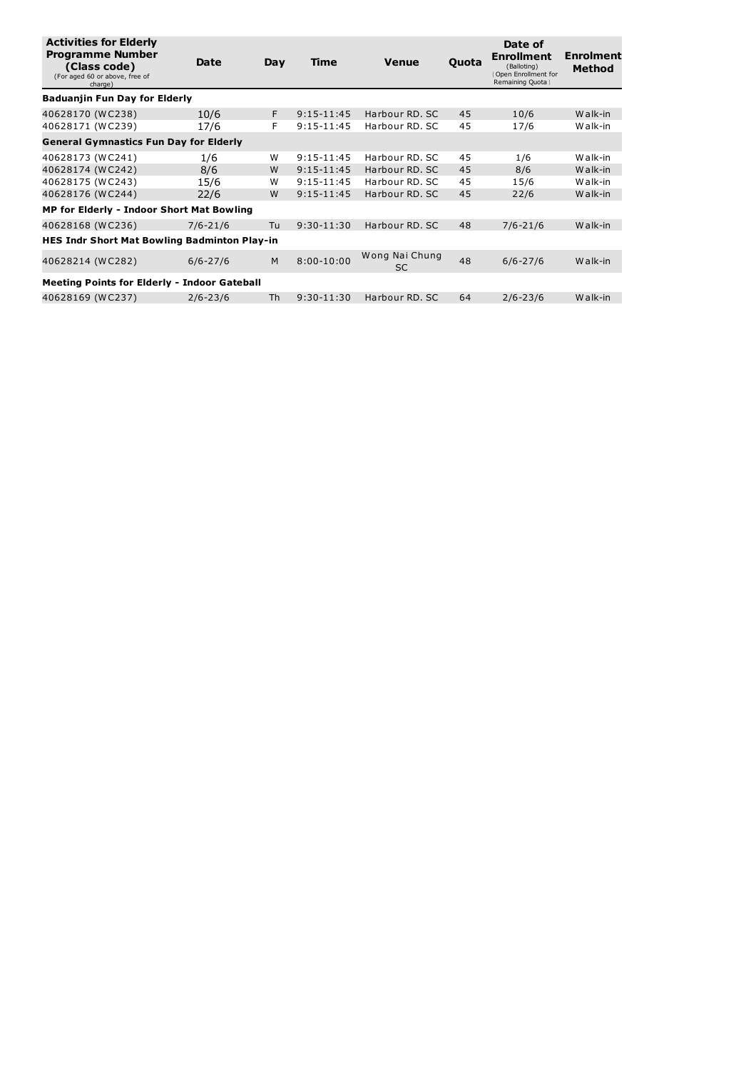| **Activities for Elderly Programme Number (Class code)** (For aged 60 or above, free of charge) | **Date** | **Day** | **Time** | **Venue** | **Quota** | **Date of Enrollment** (Balloting) (Open Enrollment for Remaining Quota) | **Enrolment Method** |
|---|---|---|---|---|---|---|---|
| **Baduanjin Fun Day for Elderly** | | | | | | | |
| 40628170 (WC238) | 10/6 | F | 9:15-11:45 | Harbour RD. SC | 45 | 10/6 | Walk-in |
| 40628171 (WC239) | 17/6 | F | 9:15-11:45 | Harbour RD. SC | 45 | 17/6 | Walk-in |
| **General Gymnastics Fun Day for Elderly** | | | | | | | |
| 40628173 (WC241) | 1/6 | W | 9:15-11:45 | Harbour RD. SC | 45 | 1/6 | Walk-in |
| 40628174 (WC242) | 8/6 | W | 9:15-11:45 | Harbour RD. SC | 45 | 8/6 | Walk-in |
| 40628175 (WC243) | 15/6 | W | 9:15-11:45 | Harbour RD. SC | 45 | 15/6 | Walk-in |
| 40628176 (WC244) | 22/6 | W | 9:15-11:45 | Harbour RD. SC | 45 | 22/6 | Walk-in |
| **MP for Elderly - Indoor Short Mat Bowling** | | | | | | | |
| 40628168 (WC236) | 7/6-21/6 | Tu | 9:30-11:30 | Harbour RD. SC | 48 | 7/6-21/6 | Walk-in |
| **HES Indr Short Mat Bowling Badminton Play-in** | | | | | | | |
| 40628214 (WC282) | 6/6-27/6 | M | 8:00-10:00 | Wong Nai Chung SC | 48 | 6/6-27/6 | Walk-in |
| **Meeting Points for Elderly - Indoor Gateball** | | | | | | | |
| 40628169 (WC237) | 2/6-23/6 | Th | 9:30-11:30 | Harbour RD. SC | 64 | 2/6-23/6 | Walk-in |